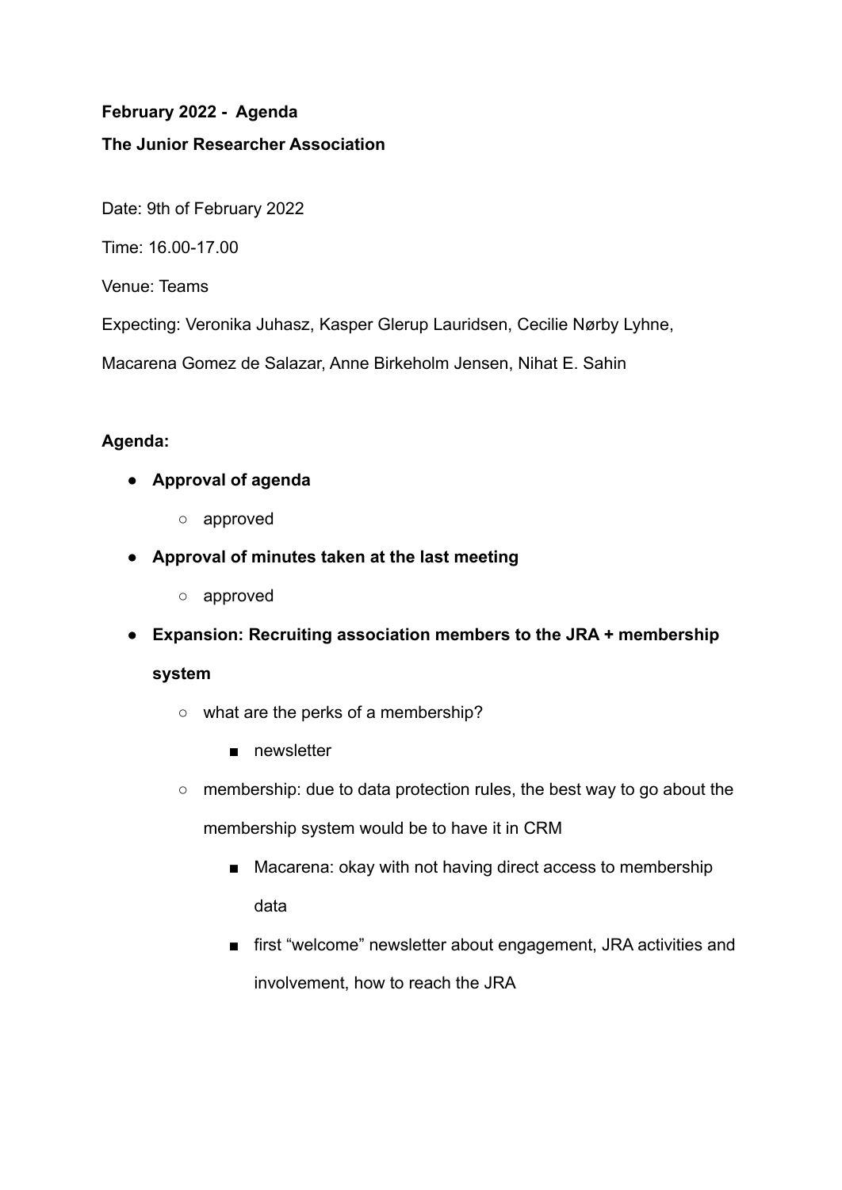**February 2022 - Agenda**

**The Junior Researcher Association**

Date: 9th of February 2022

Time: 16.00-17.00

Venue: Teams

Expecting: Veronika Juhasz, Kasper Glerup Lauridsen, Cecilie Nørby Lyhne, Macarena Gomez de Salazar, Anne Birkeholm Jensen, Nihat E. Sahin

**Agenda:**

- **Approval of agenda**
  - approved
- **Approval of minutes taken at the last meeting**
  - approved
- **Expansion: Recruiting association members to the JRA + membership system**
  - what are the perks of a membership?
    - newsletter
  - membership: due to data protection rules, the best way to go about the membership system would be to have it in CRM
    - Macarena: okay with not having direct access to membership data
    - first "welcome" newsletter about engagement, JRA activities and involvement, how to reach the JRA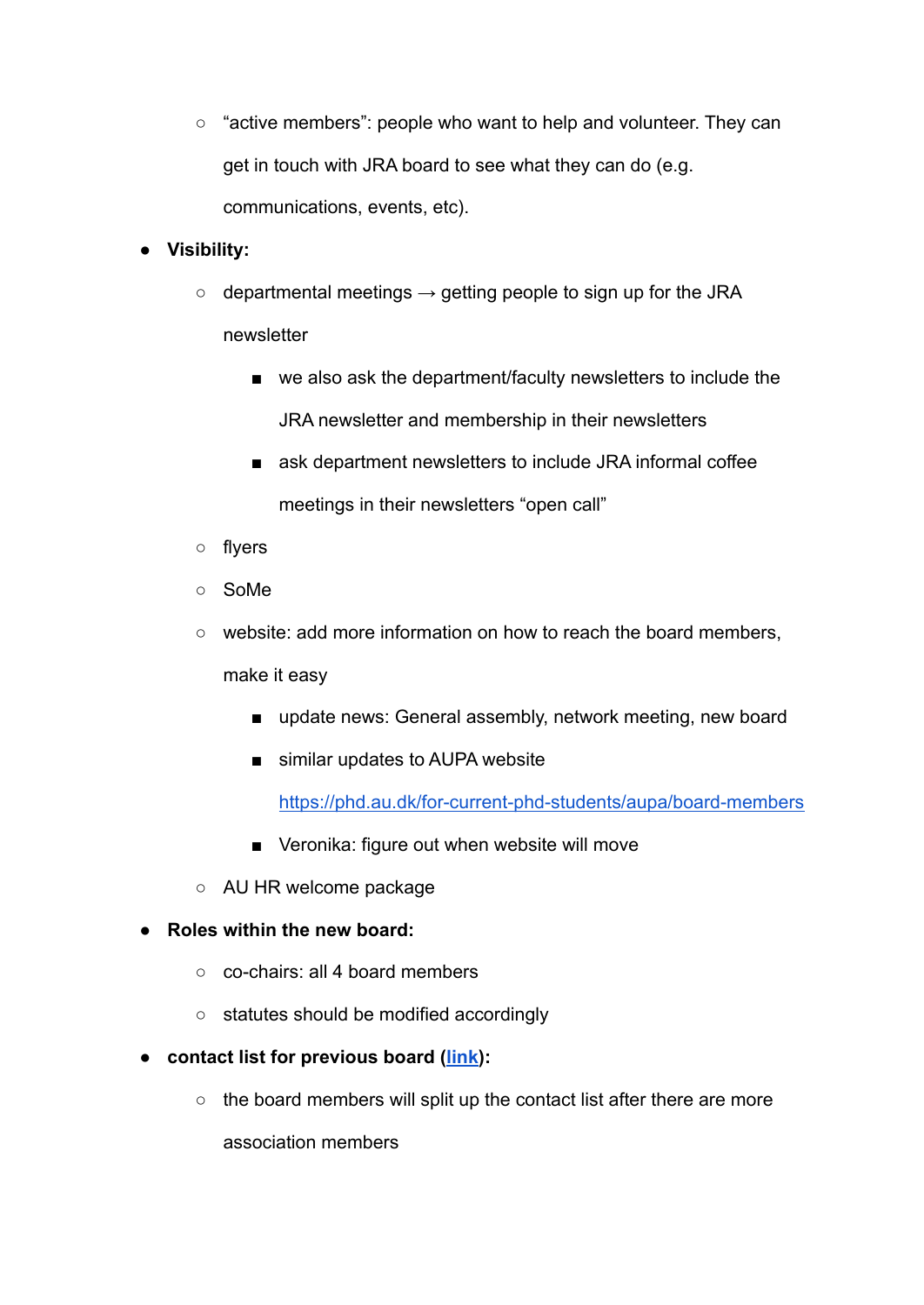- "active members": people who want to help and volunteer. They can get in touch with JRA board to see what they can do (e.g. communications, events, etc).
- **Visibility:**
    - departmental meetings → getting people to sign up for the JRA newsletter
        - we also ask the department/faculty newsletters to include the JRA newsletter and membership in their newsletters
        - ask department newsletters to include JRA informal coffee meetings in their newsletters "open call"
    - flyers
    - SoMe
    - website: add more information on how to reach the board members, make it easy
        - update news: General assembly, network meeting, new board
        - similar updates to AUPA website https://phd.au.dk/for-current-phd-students/aupa/board-members
        - Veronika: figure out when website will move
    - AU HR welcome package
- **Roles within the new board:**
    - co-chairs: all 4 board members
    - statutes should be modified accordingly
- **contact list for previous board (link):**
    - the board members will split up the contact list after there are more association members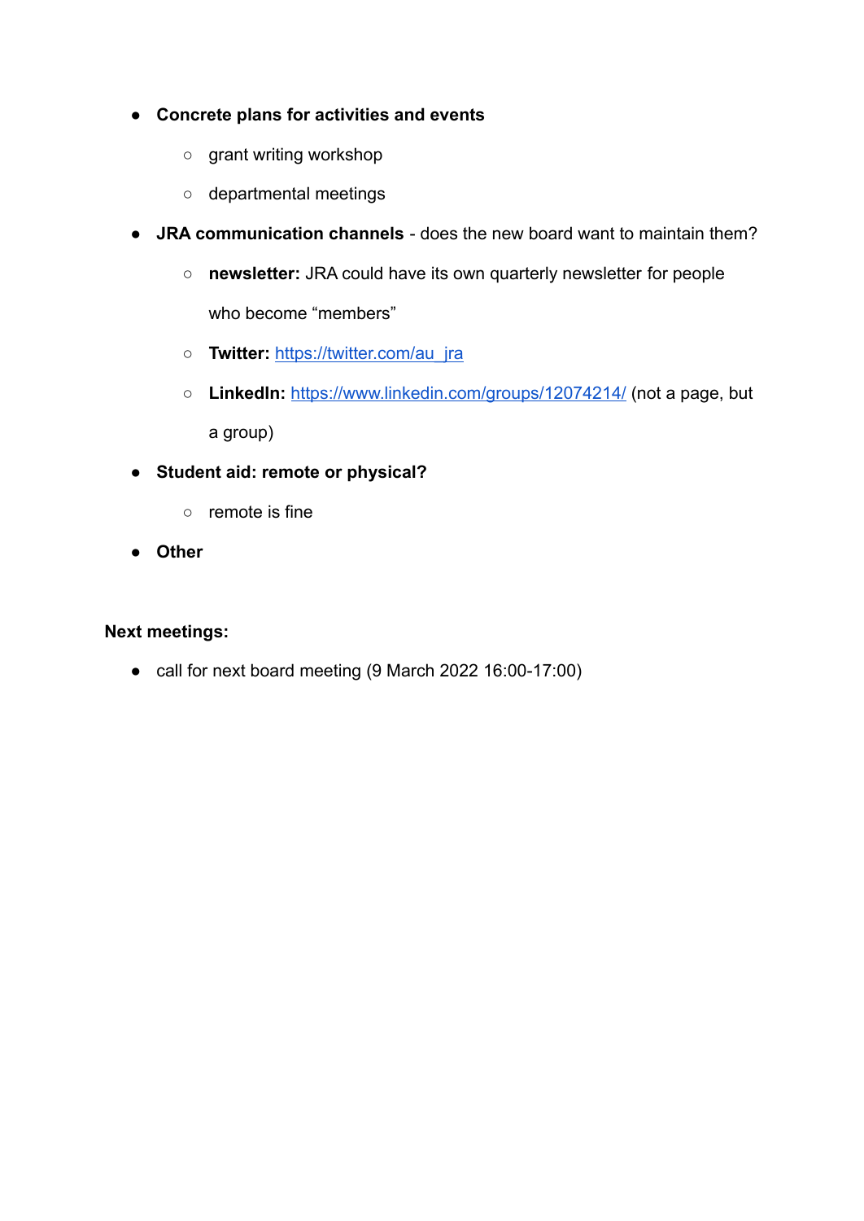- **Concrete plans for activities and events**
  - grant writing workshop
  - departmental meetings
- **JRA communication channels** - does the new board want to maintain them?
  - **newsletter:** JRA could have its own quarterly newsletter for people who become "members"
  - **Twitter:** https://twitter.com/au_jra
  - **LinkedIn:** https://www.linkedin.com/groups/12074214/ (not a page, but a group)
- **Student aid: remote or physical?**
  - remote is fine
- **Other**

**Next meetings:**

- call for next board meeting (9 March 2022 16:00-17:00)